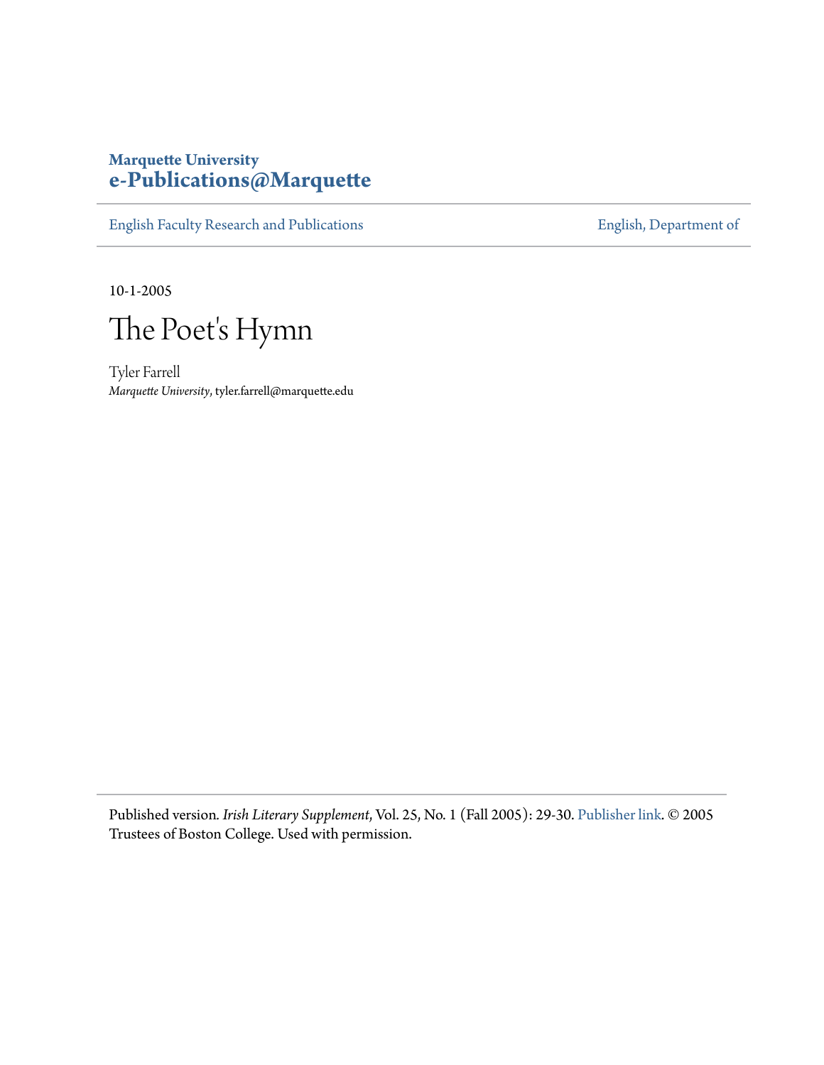Marquette University
**e-Publications@Marquette**

English Faculty Research and Publications | English, Department of

10-1-2005

# The Poet's Hymn

Tyler Farrell
*Marquette University*, tyler.farrell@marquette.edu

Published version. *Irish Literary Supplement*, Vol. 25, No. 1 (Fall 2005): 29-30. Publisher link. © 2005 Trustees of Boston College. Used with permission.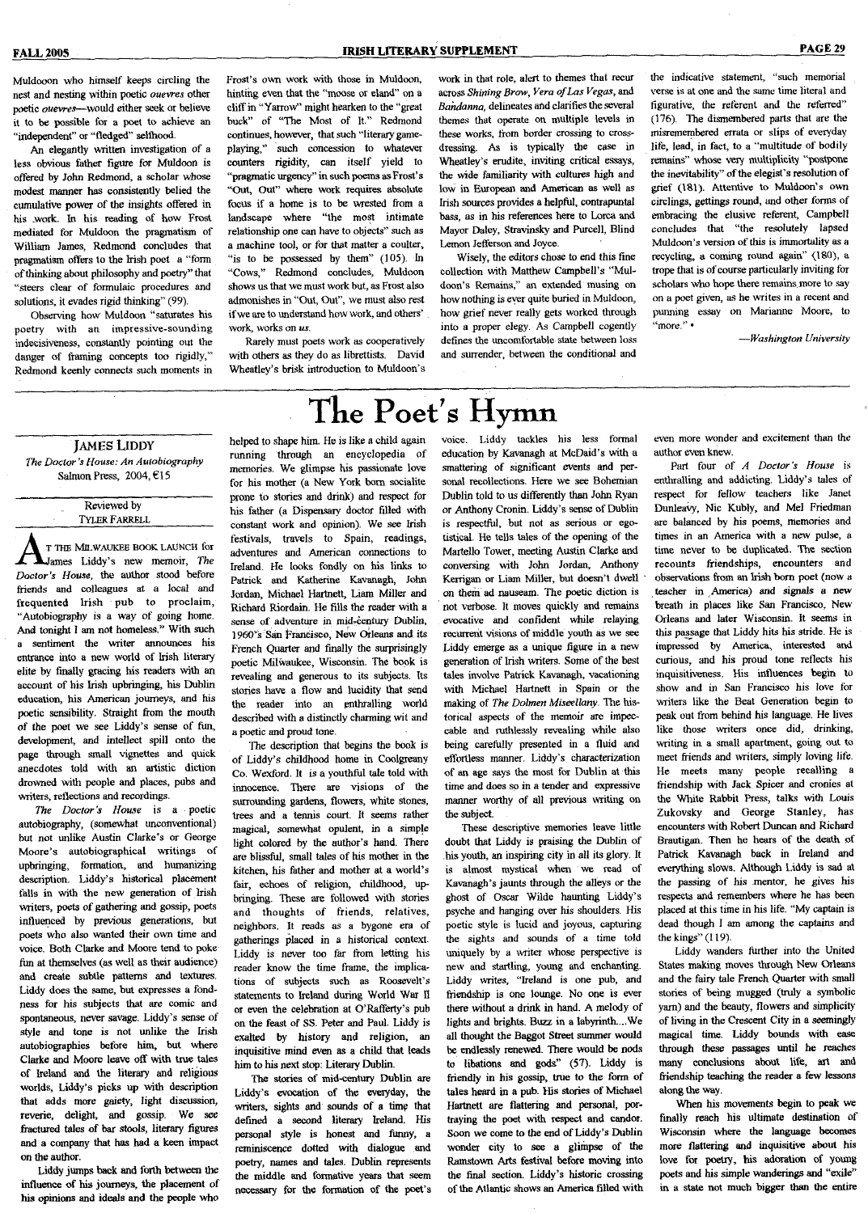Muldooon who himself keeps circling the nest and nesting within poetic *ouevres* other poetic *ouevres*—would either seek or believe it to be possible for a poet to achieve an "independent" or "fledged" selfhood.

An elegantly written investigation of a less obvious father figure for Muldoon is offered by John Redmond, a scholar whose modest manner has consistently belied the cumulative power of the insights offered in his work. In his reading of how Frost mediated for Muldoon the pragmatism of William James, Redmond concludes that pragmatism offers to the Irish poet a "form of thinking about philosophy and poetry" that "steers clear of formulaic procedures and solutions, it evades rigid thinking" (99).

Observing how Muldoon "saturates his poetry with an impressive-sounding indecisiveness, constantly pointing out the danger of framing concepts too rigidly," Redmond keenly connects such moments in Frost's own work with those in Muldoon, hinting even that the "moose or eland" on a cliff in "Yarrow" might hearken to the "great buck" of "The Most of It." Redmond continues, however, that such "literary game-playing," such concession to whatever counters rigidity, can itself yield to "pragmatic urgency" in such poems as Frost's "Out, Out" where work requires absolute focus if a home is to be wrested from a landscape where "the most intimate relationship one can have to objects" such as a machine tool, or for that matter a coulter, "is to be possessed by them" (105). In "Cows," Redmond concludes, Muldoon shows us that we must work but, as Frost also admonishes in "Out, Out", we must also rest if we are to understand how work, and others' work, works on *us*.

Rarely must poets work as cooperatively with others as they do as librettists. David Wheatley's brisk introduction to Muldoon's work in that role, alert to themes that recur across *Shining Brow*, *Vera of Las Vegas*, and *Bandanna*, delineates and clarifies the several themes that operate on multiple levels in these works, from border crossing to cross-dressing. As is typically the case in Wheatley's erudite, inviting critical essays, the wide familiarity with cultures high and low in European and American as well as Irish sources provides a helpful, contrapuntal bass, as in his references here to Lorca and Mayor Daley, Stravinsky and Purcell, Blind Lemon Jefferson and Joyce.

Wisely, the editors chose to end this fine collection with Matthew Campbell's "Muldoon's Remains," an extended musing on how nothing is ever quite buried in Muldoon, how grief never really gets worked through into a proper elegy. As Campbell cogently defines the uncomfortable state between loss and surrender, between the conditional and the indicative statement, "such memorial verse is at one and the same time literal and figurative, the referent and the referred" (176). The dismembered parts that are the misremembered errata or slips of everyday life, lead, in fact, to a "multitude of bodily remains" whose very multiplicity "postpone the inevitability" of the elegist's resolution of grief (181). Attentive to Muldoon's own circlings, gettings round, and other forms of embracing the elusive referent, Campbell concludes that "the resolutely lapsed Muldoon's version of this is immortality as a recycling, a coming round again" (180), a trope that is of course particularly inviting for scholars who hope there remains more to say on a poet given, as he writes in a recent and punning essay on Marianne Moore, to "more." •

—*Washington University*

# The Poet's Hymn

**JAMES LIDDY**
*The Doctor's House: An Autobiography*
Salmon Press, 2004, €15

Reviewed by
TYLER FARRELL

At the Milwaukee book launch for James Liddy's new memoir, *The Doctor's House*, the author stood before friends and colleagues at a local and frequented Irish pub to proclaim, "Autobiography is a way of going home. And tonight I am not homeless." With such a sentiment the writer announces his entrance into a new world of Irish literary elite by finally gracing his readers with an account of his Irish upbringing, his Dublin education, his American journeys, and his poetic sensibility. Straight from the mouth of the poet we see Liddy's sense of fun, development, and intellect spill onto the page through small vignettes and quick anecdotes told with an artistic diction drowned with people and places, pubs and writers, reflections and recordings.

*The Doctor's House* is a poetic autobiography, (somewhat unconventional) but not unlike Austin Clarke's or George Moore's autobiographical writings of upbringing, formation, and humanizing description. Liddy's historical placement falls in with the new generation of Irish writers, poets of gathering and gossip, poets influenced by previous generations, but poets who also wanted their own time and voice. Both Clarke and Moore tend to poke fun at themselves (as well as their audience) and create subtle patterns and textures. Liddy does the same, but expresses a fondness for his subjects that are comic and spontaneous, never savage. Liddy's sense of style and tone is not unlike the Irish autobiographies before him, but where Clarke and Moore leave off with true tales of Ireland and the literary and religious worlds, Liddy's picks up with description that adds more gaiety, light discussion, reverie, delight, and gossip. We see fractured tales of bar stools, literary figures and a company that has had a keen impact on the author.

Liddy jumps back and forth between the influence of his journeys, the placement of his opinions and ideals and the people who helped to shape him. He is like a child again running through an encyclopedia of memories. We glimpse his passionate love for his mother (a New York born socialite prone to stories and drink) and respect for his father (a Dispensary doctor filled with constant work and opinion). We see Irish festivals, travels to Spain, readings, adventures and American connections to Ireland. He looks fondly on his links to Patrick and Katherine Kavanagh, John Jordan, Michael Hartnett, Liam Miller and Richard Riordain. He fills the reader with a sense of adventure in mid-century Dublin, 1960's San Francisco, New Orleans and its French Quarter and finally the surprisingly poetic Milwaukee, Wisconsin. The book is revealing and generous to its subjects. Its stories have a flow and lucidity that send the reader into an enthralling world described with a distinctly charming wit and a poetic and proud tone.

The description that begins the book is of Liddy's childhood home in Coolgreany Co. Wexford. It is a youthful tale told with innocence. There are visions of the surrounding gardens, flowers, white stones, trees and a tennis court. It seems rather magical, somewhat opulent, in a simple light colored by the author's hand. There are blissful, small tales of his mother in the kitchen, his father and mother at a world's fair, echoes of religion, childhood, upbringing. These are followed with stories and thoughts of friends, relatives, neighbors. It reads as a bygone era of gatherings placed in a historical context. Liddy is never too far from letting his reader know the time frame, the implications of subjects such as Roosevelt's statements to Ireland during World War II or even the celebration at O'Rafferty's pub on the feast of SS. Peter and Paul. Liddy is exalted by history and religion, an inquisitive mind even as a child that leads him to his next stop: Literary Dublin.

The stories of mid-century Dublin are Liddy's evocation of the everyday, the writers, sights and sounds of a time that defined a second literary Ireland. His personal style is honest and funny, a reminiscence dotted with dialogue and poetry, names and tales. Dublin represents the middle and formative years that seem necessary for the formation of the poet's voice. Liddy tackles his less formal education by Kavanagh at McDaid's with a smattering of significant events and personal recollections. Here we see Bohemian Dublin told to us differently than John Ryan or Anthony Cronin. Liddy's sense of Dublin is respectful, but not as serious or egotistical. He tells tales of the opening of the Martello Tower, meeting Austin Clarke and conversing with John Jordan, Anthony Kerrigan or Liam Miller, but doesn't dwell on them ad nauseam. The poetic diction is not verbose. It moves quickly and remains evocative and confident while relaying recurrent visions of middle youth as we see Liddy emerge as a unique figure in a new generation of Irish writers. Some of the best tales involve Patrick Kavanagh, vacationing with Michael Hartnett in Spain or the making of *The Dolmen Miscellany*. The historical aspects of the memoir are impeccable and ruthlessly revealing while also being carefully presented in a fluid and effortless manner. Liddy's characterization of an age says the most for Dublin at this time and does so in a tender and expressive manner worthy of all previous writing on the subject.

These descriptive memories leave little doubt that Liddy is praising the Dublin of his youth, an inspiring city in all its glory. It is almost mystical when we read of Kavanagh's jaunts through the alleys or the ghost of Oscar Wilde haunting Liddy's psyche and hanging over his shoulders. His poetic style is lucid and joyous, capturing the sights and sounds of a time told uniquely by a writer whose perspective is new and startling, young and enchanting. Liddy writes, "Ireland is one pub, and friendship is one lounge. No one is ever there without a drink in hand. A melody of lights and brights. Buzz in a labyrinth....We all thought the Baggot Street summer would be endlessly renewed. There would be nods to libations and gods" (57). Liddy is friendly in his gossip, true to the form of tales heard in a pub. His stories of Michael Hartnett are flattering and personal, portraying the poet with respect and candor. Soon we come to the end of Liddy's Dublin wonder city to see a glimpse of the Ramstown Arts festival before moving into the final section. Liddy's historic crossing of the Atlantic shows an America filled with even more wonder and excitement than the author even knew.

Part four of *A Doctor's House* is enthralling and addicting. Liddy's tales of respect for fellow teachers like Janet Dunleavy, Nic Kubly, and Mel Friedman are balanced by his poems, memories and times in an America with a new pulse, a time never to be duplicated. The section recounts friendships, encounters and observations from an Irish born poet (now a teacher in America) and signals a new breath in places like San Francisco, New Orleans and later Wisconsin. It seems in this passage that Liddy hits his stride. He is impressed by America, interested and curious, and his proud tone reflects his inquisitiveness. His influences begin to show and in San Francisco his love for writers like the Beat Generation begin to peak out from behind his language. He lives like those writers once did, drinking, writing in a small apartment, going out to meet friends and writers, simply loving life. He meets many people recalling a friendship with Jack Spicer and cronies at the White Rabbit Press, talks with Louis Zukovsky and George Stanley, has encounters with Robert Duncan and Richard Brautigan. Then he hears of the death of Patrick Kavanagh back in Ireland and everything slows. Although Liddy is sad at the passing of his mentor, he gives his respects and remembers where he has been placed at this time in his life. "My captain is dead though I am among the captains and the kings" (119).

Liddy wanders further into the United States making moves through New Orleans and the fairy tale French Quarter with small stories of being mugged (truly a symbolic yarn) and the beauty, flowers and simplicity of living in the Crescent City in a seemingly magical time. Liddy bounds with ease through these passages until he reaches many conclusions about life, art and friendship teaching the reader a few lessons along the way.

When his movements begin to peak we finally reach his ultimate destination of Wisconsin where the language becomes more flattering and inquisitive about his love for poetry, his adoration of young poets and his simple wanderings and "exile" in a state not much bigger than the entire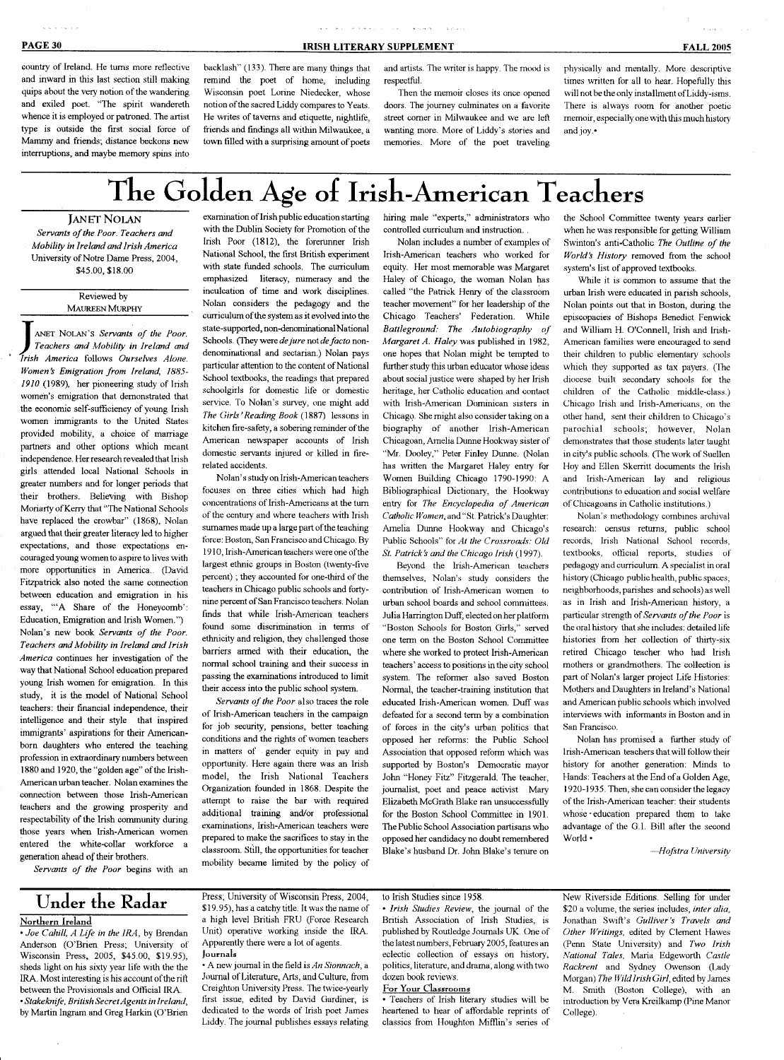country of Ireland. He turns more reflective and inward in this last section still making quips about the very notion of the wandering and exiled poet. "The spirit wandereth whence it is employed or patroned. The artist type is outside the first social force of Mammy and friends; distance beckons new interruptions, and maybe memory spins into backlash" (133). There are many things that remind the poet of home, including Wisconsin poet Lorine Niedecker, whose notion of the sacred Liddy compares to Yeats. He writes of taverns and etiquette, nightlife, friends and findings all within Milwaukee, a town filled with a surprising amount of poets and artists. The writer is happy. The mood is respectful.

Then the memoir closes its once opened doors. The journey culminates on a favorite street corner in Milwaukee and we are left wanting more. More of Liddy's stories and memories. More of the poet traveling physically and mentally. More descriptive times written for all to hear. Hopefully this will not be the only installment of Liddy-isms. There is always room for another poetic memoir, especially one with this much history and joy.•

# The Golden Age of Irish-American Teachers

**JANET NOLAN**
*Servants of the Poor. Teachers and Mobility in Ireland and Irish America*
University of Notre Dame Press, 2004,
$45.00, $18.00

Reviewed by
MAUREEN MURPHY

Janet Nolan's *Servants of the Poor. Teachers and Mobility in Ireland and Irish America* follows *Ourselves Alone. Women's Emigration from Ireland, 1885-1910* (1989), her pioneering study of Irish women's emigration that demonstrated that the economic self-sufficiency of young Irish women immigrants to the United States provided mobility, a choice of marriage partners and other options which meant independence. Her research revealed that Irish girls attended local National Schools in greater numbers and for longer periods that their brothers. Believing with Bishop Moriarty of Kerry that "The National Schools have replaced the crowbar" (1868), Nolan argued that their greater literacy led to higher expectations, and those expectations encouraged young women to aspire to lives with more opportunities in America.. (David Fitzpatrick also noted the same connection between education and emigration in his essay, "'A Share of the Honeycomb': Education, Emigration and Irish Women.") Nolan's new book *Servants of the Poor. Teachers and Mobility in Ireland and Irish America* continues her investigation of the way that National School education prepared young Irish women for emigration. In this study, it is the model of National School teachers: their financial independence, their intelligence and their style that inspired immigrants' aspirations for their American-born daughters who entered the teaching profession in extraordinary numbers between 1880 and 1920, the "golden age" of the Irish-American urban teacher. Nolan examines the connection between those Irish-American teachers and the growing prosperity and respectability of the Irish community during those years when Irish-American women entered the white-collar workforce a generation ahead of their brothers.

*Servants of the Poor* begins with an examination of Irish public education starting with the Dublin Society for Promotion of the Irish Poor (1812), the forerunner Irish National School, the first British experiment with state funded schools. The curriculum emphasized literacy, numeracy and the inculcation of time and work disciplines. Nolan considers the pedagogy and the curriculum of the system as it evolved into the state-supported, non-denominational National Schools. (They were *de jure* not *de facto* non-denominational and sectarian.) Nolan pays particular attention to the content of National School textbooks, the readings that prepared schoolgirls for domestic life or domestic service. To Nolan's survey, one might add *The Girls' Reading Book* (1887) lessons in kitchen fire-safety, a sobering reminder of the American newspaper accounts of Irish domestic servants injured or killed in fire-related accidents.

Nolan's study on Irish-American teachers focuses on three cities which had high concentrations of Irish-Americans at the turn of the century and where teachers with Irish surnames made up a large part of the teaching force: Boston, San Francisco and Chicago. By 1910, Irish-American teachers were one of the largest ethnic groups in Boston (twenty-five percent) ; they accounted for one-third of the teachers in Chicago public schools and forty-nine percent of San Francisco teachers. Nolan finds that while Irish-American teachers found some discrimination in terms of ethnicity and religion, they challenged those barriers armed with their education, the normal school training and their success in passing the examinations introduced to limit their access into the public school system.

*Servants of the Poor* also traces the role of Irish-American teachers in the campaign for job security, pensions, better teaching conditions and the rights of women teachers in matters of gender equity in pay and opportunity. Here again there was an Irish model, the Irish National Teachers Organization founded in 1868. Despite the attempt to raise the bar with required additional training and/or professional examinations, Irish-American teachers were prepared to make the sacrifices to stay in the classroom. Still, the opportunities for teacher mobility became limited by the policy of hiring male "experts," administrators who controlled curriculum and instruction. .

Nolan includes a number of examples of Irish-American teachers who worked for equity. Her most memorable was Margaret Haley of Chicago, the woman Nolan has called "the Patrick Henry of the classroom teacher movement" for her leadership of the Chicago Teachers' Federation. While *Battleground: The Autobiography of Margaret A. Haley* was published in 1982, one hopes that Nolan might be tempted to further study this urban educator whose ideas about social justice were shaped by her Irish heritage, her Catholic education and contact with Irish-American Dominican sisters in Chicago. She might also consider taking on a biography of another Irish-American Chicagoan, Amelia Dunne Hookway sister of "Mr. Dooley," Peter Finley Dunne. (Nolan has written the Margaret Haley entry for Women Building Chicago 1790-1990: A Bibliographical Dictionary, the Hookway entry for *The Encyclopedia of American Catholic Women*, and "St. Patrick's Daughter: Amelia Dunne Hookway and Chicago's Public Schools" for *At the Crossroads: Old St. Patrick's and the Chicago Irish* (1997).

Beyond the Irish-American teachers themselves, Nolan's study considers the contribution of Irish-American women to urban school boards and school committees. Julia Harrington Duff, elected on her platform "Boston Schools for Boston Girls," served one term on the Boston School Committee where she worked to protect Irish-American teachers' access to positions in the city school system. The reformer also saved Boston Normal, the teacher-training institution that educated Irish-American women. Duff was defeated for a second term by a combination of forces in the city's urban politics that opposed her reforms: the Public School Association that opposed reform which was supported by Boston's Democratic mayor John "Honey Fitz" Fitzgerald. The teacher, journalist, poet and peace activist Mary Elizabeth McGrath Blake ran unsuccessfully for the Boston School Committee in 1901. The Public School Association partisans who opposed her candidacy no doubt remembered Blake's husband Dr. John Blake's tenure on the School Committee twenty years earlier when he was responsible for getting William Swinton's anti-Catholic *The Outline of the World's History* removed from the school system's list of approved textbooks.

While it is common to assume that the urban Irish were educated in parish schools, Nolan points out that in Boston, during the episcopacies of Bishops Benedict Fenwick and William H. O'Connell, Irish and Irish-American families were encouraged to send their children to public elementary schools which they supported as tax payers. (The diocese built secondary schools for the children of the Catholic middle-class.) Chicago Irish and Irish-Americans, on the other hand, sent their children to Chicago's parochial schools; however, Nolan demonstrates that those students later taught in city's public schools. (The work of Suellen Hoy and Ellen Skerritt documents the Irish and Irish-American lay and religious contributions to education and social welfare of Chicagoans in Catholic institutions.)

Nolan's methodology combines archival research: census returns, public school records, Irish National School records, textbooks, official reports, studies of pedagogy and curriculum. A specialist in oral history (Chicago public health, public spaces, neighborhoods, parishes and schools) as well as in Irish and Irish-American history, a particular strength of *Servants of the Poor* is the oral history that she includes: detailed life histories from her collection of thirty-six retired Chicago teacher who had Irish mothers or grandmothers. The collection is part of Nolan's larger project Life Histories: Mothers and Daughters in Ireland's National and American public schools which involved interviews with informants in Boston and in San Francisco.

Nolan has promised a further study of Irish-American teachers that will follow their history for another generation: Minds to Hands: Teachers at the End of a Golden Age, 1920-1935. Then, she can consider the legacy of the Irish-American teacher: their students whose education prepared them to take advantage of the G.I. Bill after the second World •

—*Hofstra University*

# Under the Radar

**Northern Ireland**

• *Joe Cahill, A Life in the IRA*, by Brendan Anderson (O'Brien Press; University of Wisconsin Press, 2005, $45.00, $19.95), sheds light on his sixty year life with the the IRA. Most interesting is his account of the rift between the Provisionals and Official IRA.

• *Stakeknife, British Secret Agents in Ireland*, by Martin Ingram and Greg Harkin (O'Brien Press; University of Wisconsin Press, 2004, $19.95), has a catchy title. It was the name of a high level British FRU (Force Research Unit) operative working inside the IRA. Apparently there were a lot of agents.

**Journals**

• A new journal in the field is *An Sionnach*, a Journal of Literature, Arts, and Culture, from Creighton University Press. The twice-yearly first issue, edited by David Gardiner, is dedicated to the words of Irish poet James Liddy. The journal publishes essays relating to Irish Studies since 1958.

• *Irish Studies Review*, the journal of the British Association of Irish Studies, is published by Routledge Journals UK. One of the latest numbers, February 2005, features an eclectic collection of essays on history, politics, literature, and drama, along with two dozen book reviews.

**For Your Classrooms**

• Teachers of Irish literary studies will be heartened to hear of affordable reprints of classics from Houghton Mifflin's series of New Riverside Editions. Selling for under $20 a volume, the series includes, *inter alia*, Jonathan Swift's *Gulliver's Travels and Other Writings*, edited by Clement Hawes (Penn State University) and *Two Irish National Tales*, Maria Edgeworth *Castle Rackrent* and Sydney Owenson (Lady Morgan) *The Wild Irish Girl*, edited by James M. Smith (Boston College), with an introduction by Vera Kreilkamp (Pine Manor College).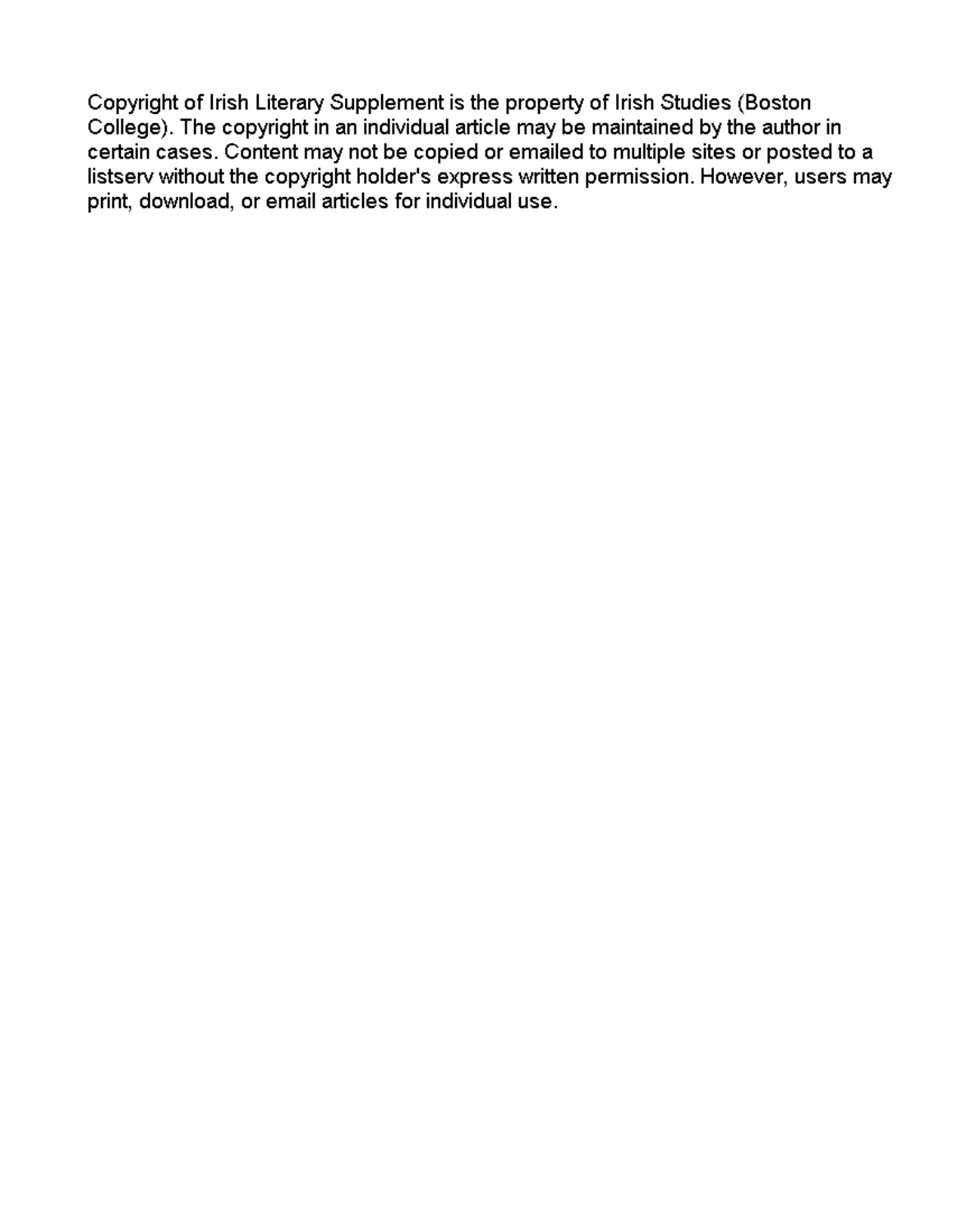Copyright of Irish Literary Supplement is the property of Irish Studies (Boston College). The copyright in an individual article may be maintained by the author in certain cases. Content may not be copied or emailed to multiple sites or posted to a listserv without the copyright holder's express written permission. However, users may print, download, or email articles for individual use.